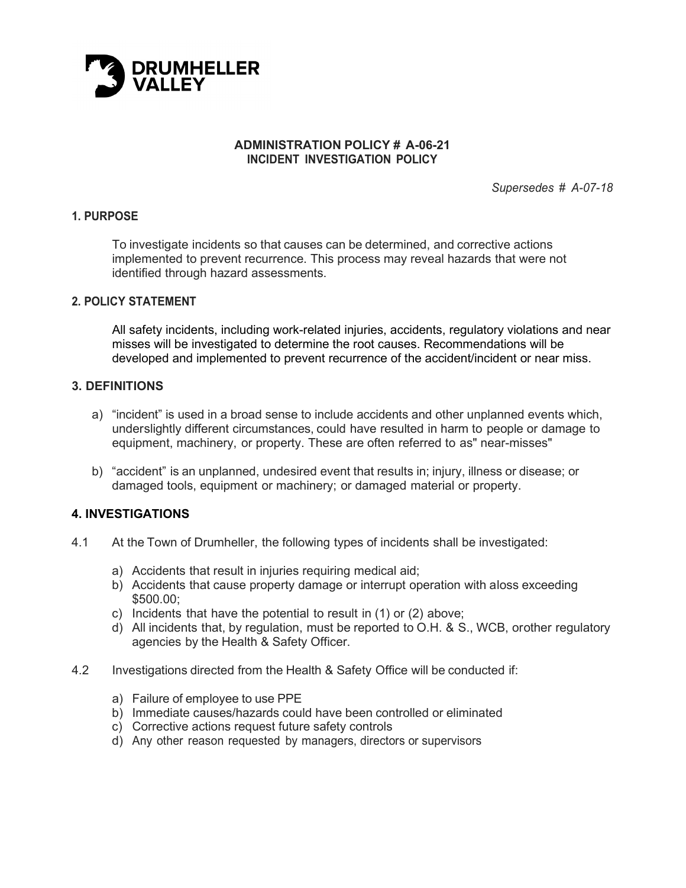**DRUMHELLER VALLEY**

**ADMINISTRATION POLICY # A-06-21**
**INCIDENT INVESTIGATION POLICY**

*Supersedes # A-07-18*

## 1. PURPOSE

To investigate incidents so that causes can be determined, and corrective actions implemented to prevent recurrence. This process may reveal hazards that were not identified through hazard assessments.

## 2. POLICY STATEMENT

All safety incidents, including work-related injuries, accidents, regulatory violations and near misses will be investigated to determine the root causes. Recommendations will be developed and implemented to prevent recurrence of the accident/incident or near miss.

## 3. DEFINITIONS

a) "incident" is used in a broad sense to include accidents and other unplanned events which, underslightly different circumstances, could have resulted in harm to people or damage to equipment, machinery, or property. These are often referred to as" near-misses"

b) "accident" is an unplanned, undesired event that results in; injury, illness or disease; or damaged tools, equipment or machinery; or damaged material or property.

## 4. INVESTIGATIONS

4.1 At the Town of Drumheller, the following types of incidents shall be investigated:

a) Accidents that result in injuries requiring medical aid;
b) Accidents that cause property damage or interrupt operation with aloss exceeding $500.00;
c) Incidents that have the potential to result in (1) or (2) above;
d) All incidents that, by regulation, must be reported to O.H. & S., WCB, orother regulatory agencies by the Health & Safety Officer.

4.2 Investigations directed from the Health & Safety Office will be conducted if:

a) Failure of employee to use PPE
b) Immediate causes/hazards could have been controlled or eliminated
c) Corrective actions request future safety controls
d) Any other reason requested by managers, directors or supervisors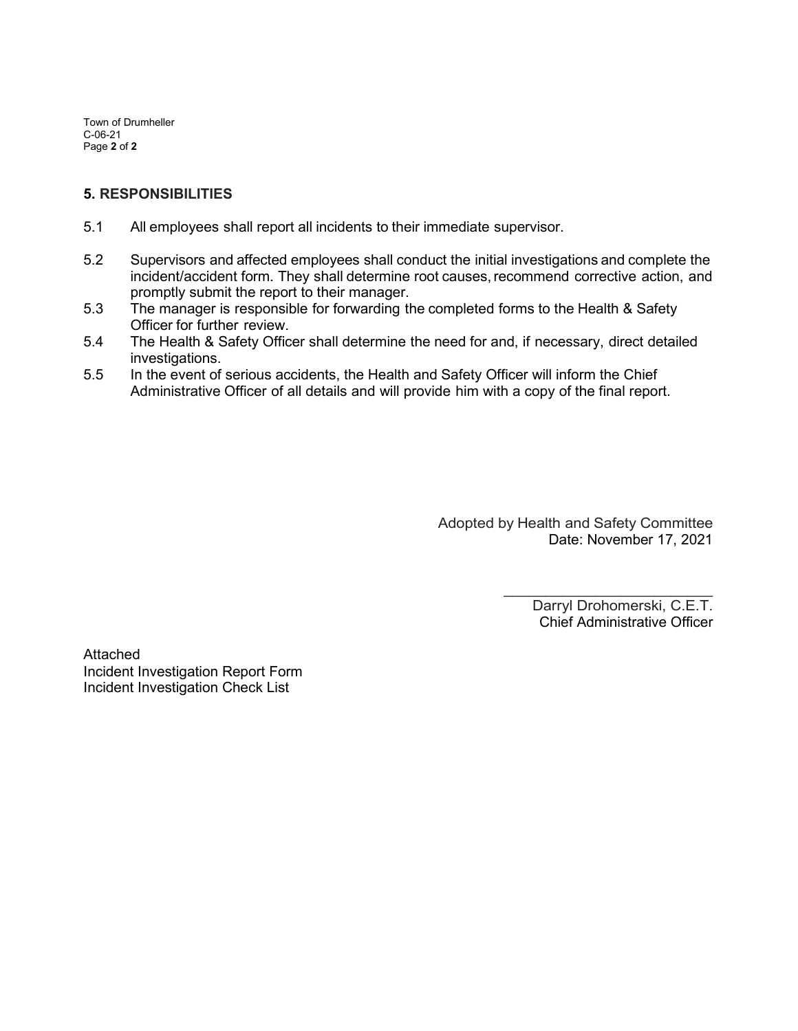## 5. RESPONSIBILITIES

5.1 All employees shall report all incidents to their immediate supervisor.

5.2 Supervisors and affected employees shall conduct the initial investigations and complete the incident/accident form. They shall determine root causes, recommend corrective action, and promptly submit the report to their manager.

5.3 The manager is responsible for forwarding the completed forms to the Health & Safety Officer for further review.

5.4 The Health & Safety Officer shall determine the need for and, if necessary, direct detailed investigations.

5.5 In the event of serious accidents, the Health and Safety Officer will inform the Chief Administrative Officer of all details and will provide him with a copy of the final report.

Adopted by Health and Safety Committee
Date: November 17, 2021

\_\_\_\_\_\_\_\_\_\_\_\_\_\_\_\_\_\_\_\_\_\_\_\_\_\_
Darryl Drohomerski, C.E.T.
Chief Administrative Officer

Attached
Incident Investigation Report Form
Incident Investigation Check List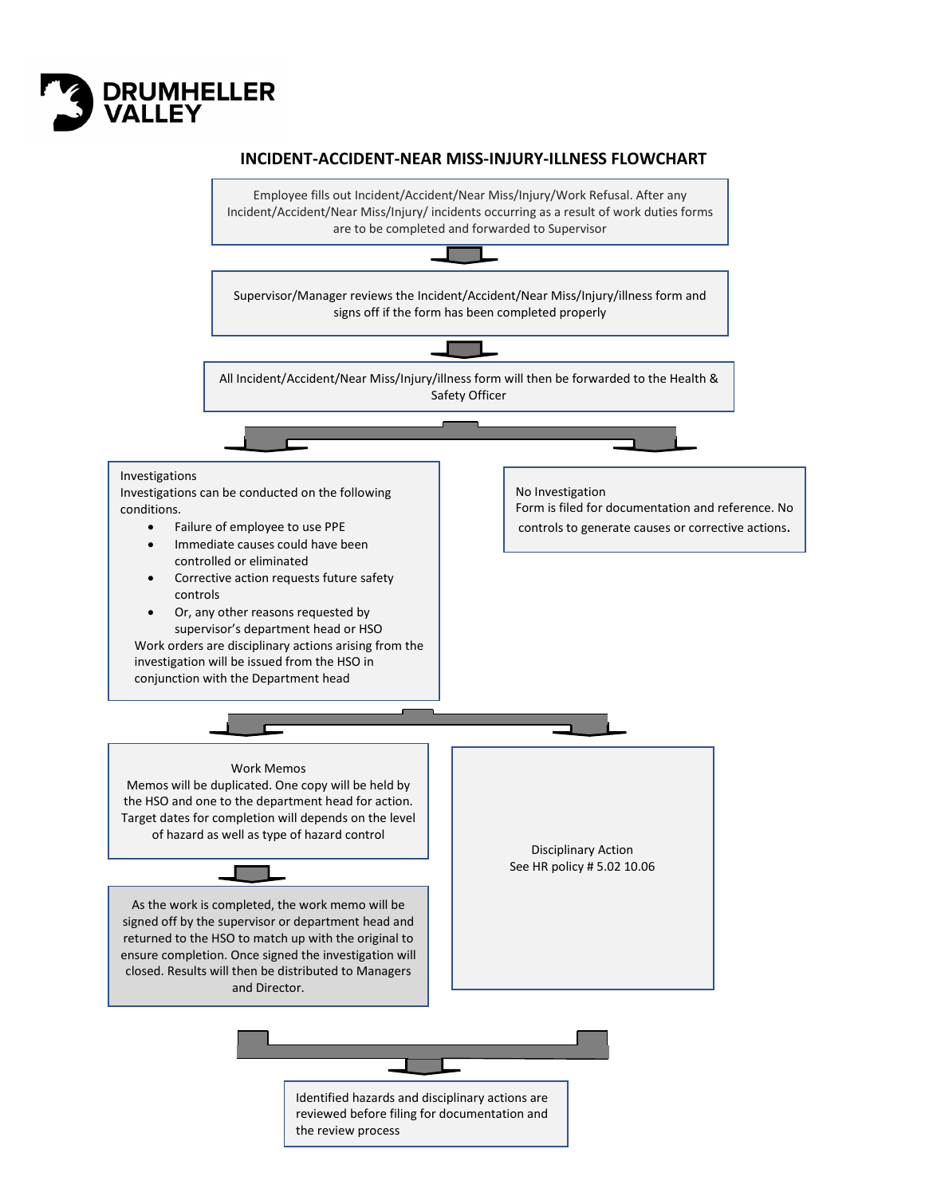DRUMHELLER VALLEY

## INCIDENT-ACCIDENT-NEAR MISS-INJURY-ILLNESS FLOWCHART

Employee fills out Incident/Accident/Near Miss/Injury/Work Refusal. After any Incident/Accident/Near Miss/Injury/ incidents occurring as a result of work duties forms are to be completed and forwarded to Supervisor

Supervisor/Manager reviews the Incident/Accident/Near Miss/Injury/illness form and signs off if the form has been completed properly

All Incident/Accident/Near Miss/Injury/illness form will then be forwarded to the Health & Safety Officer

Investigations
Investigations can be conducted on the following conditions.

- Failure of employee to use PPE
- Immediate causes could have been controlled or eliminated
- Corrective action requests future safety controls
- Or, any other reasons requested by supervisor's department head or HSO

Work orders are disciplinary actions arising from the investigation will be issued from the HSO in conjunction with the Department head

No Investigation
Form is filed for documentation and reference. No controls to generate causes or corrective actions.

Work Memos
Memos will be duplicated. One copy will be held by the HSO and one to the department head for action. Target dates for completion will depends on the level of hazard as well as type of hazard control

As the work is completed, the work memo will be signed off by the supervisor or department head and returned to the HSO to match up with the original to ensure completion. Once signed the investigation will closed. Results will then be distributed to Managers and Director.

Disciplinary Action
See HR policy # 5.02 10.06

Identified hazards and disciplinary actions are reviewed before filing for documentation and the review process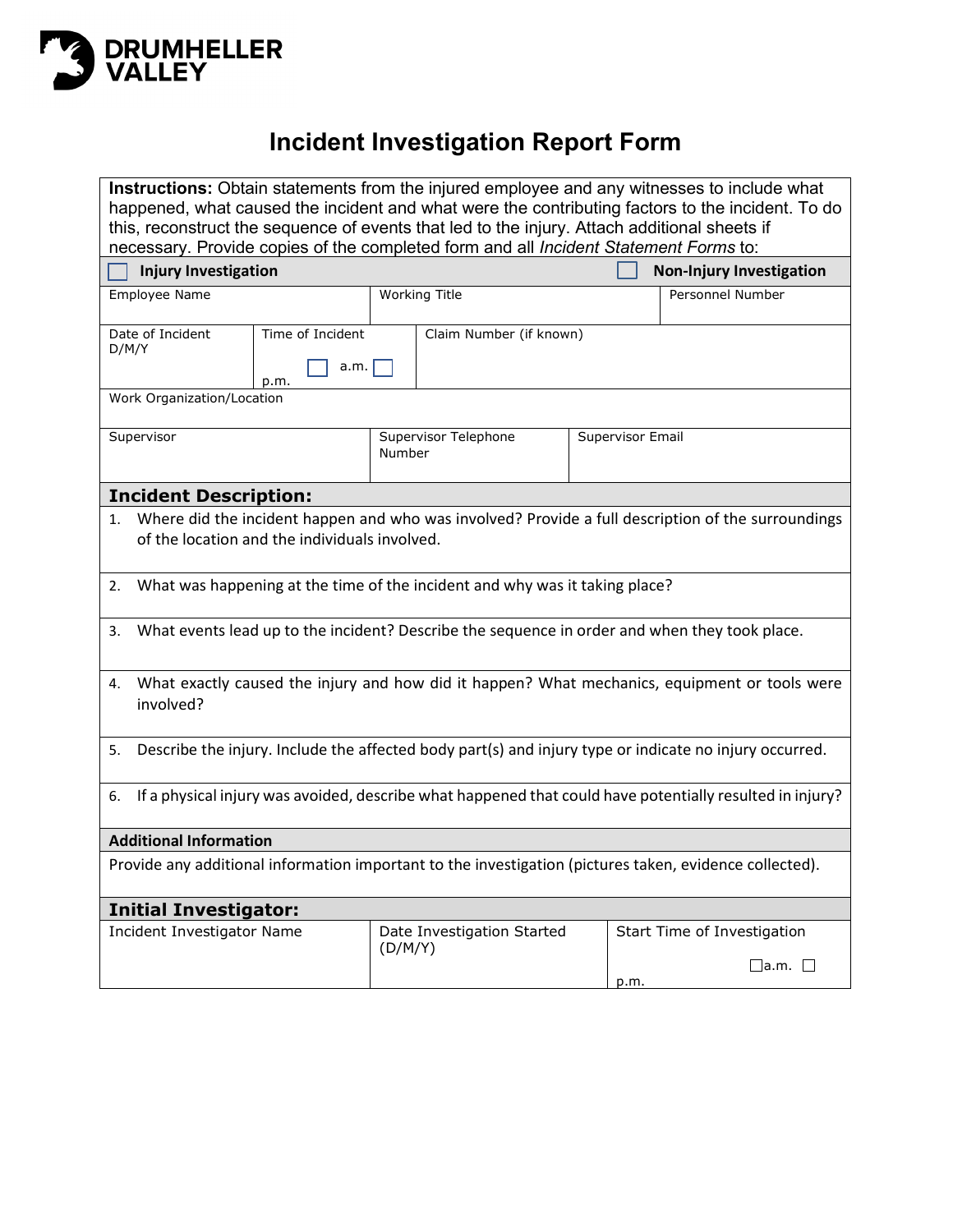DRUMHELLER VALLEY

# Incident Investigation Report Form

**Instructions:** Obtain statements from the injured employee and any witnesses to include what happened, what caused the incident and what were the contributing factors to the incident. To do this, reconstruct the sequence of events that led to the injury. Attach additional sheets if necessary. Provide copies of the completed form and all *Incident Statement Forms* to:

☐ **Injury Investigation** ☐ **Non-Injury Investigation**

| Employee Name | Working Title | Personnel Number |
|---|---|---|
| | | |

| Date of Incident D/M/Y | Time of Incident ☐ a.m. ☐ p.m. | Claim Number (if known) |
|---|---|---|
| | | |

| Work Organization/Location |
|---|
| |

| Supervisor | Supervisor Telephone Number | Supervisor Email |
|---|---|---|
| | | |

## Incident Description:

1. Where did the incident happen and who was involved? Provide a full description of the surroundings of the location and the individuals involved.
2. What was happening at the time of the incident and why was it taking place?
3. What events lead up to the incident? Describe the sequence in order and when they took place.
4. What exactly caused the injury and how did it happen? What mechanics, equipment or tools were involved?
5. Describe the injury. Include the affected body part(s) and injury type or indicate no injury occurred.
6. If a physical injury was avoided, describe what happened that could have potentially resulted in injury?

### Additional Information

Provide any additional information important to the investigation (pictures taken, evidence collected).

## Initial Investigator:

| Incident Investigator Name | Date Investigation Started (D/M/Y) | Start Time of Investigation ☐ a.m. ☐ p.m. |
|---|---|---|
| | | |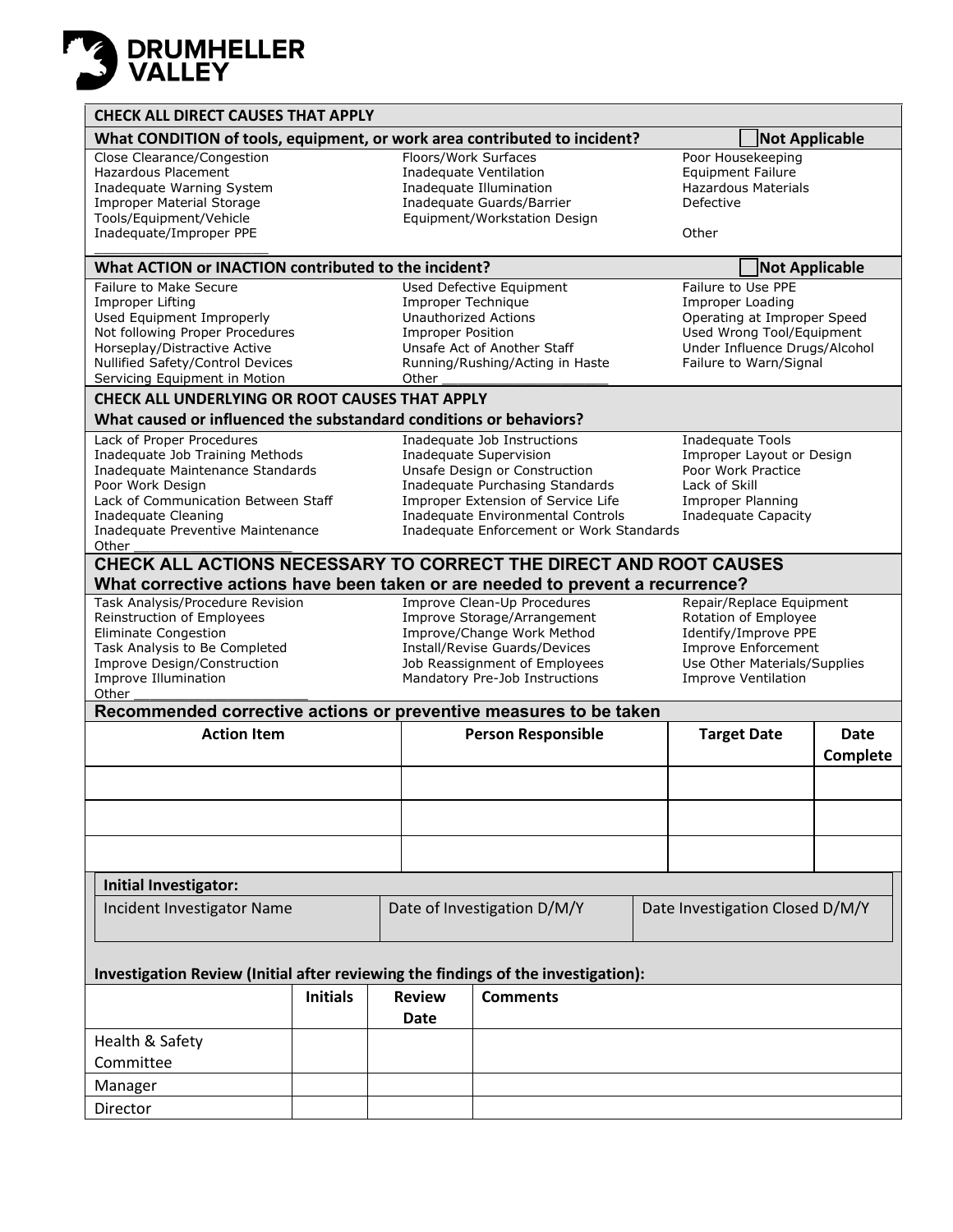**DRUMHELLER VALLEY**

## CHECK ALL DIRECT CAUSES THAT APPLY

**What CONDITION of tools, equipment, or work area contributed to incident?** ☐ **Not Applicable**

| | | |
|---|---|---|
| Close Clearance/Congestion | Floors/Work Surfaces | Poor Housekeeping |
| Hazardous Placement | Inadequate Ventilation | Equipment Failure |
| Inadequate Warning System | Inadequate Illumination | Hazardous Materials |
| Improper Material Storage | Inadequate Guards/Barrier | Defective |
| Tools/Equipment/Vehicle | Equipment/Workstation Design | |
| Inadequate/Improper PPE | | Other |
| ______________________ | | |

**What ACTION or INACTION contributed to the incident?** ☐ **Not Applicable**

| | | |
|---|---|---|
| Failure to Make Secure | Used Defective Equipment | Failure to Use PPE |
| Improper Lifting | Improper Technique | Improper Loading |
| Used Equipment Improperly | Unauthorized Actions | Operating at Improper Speed |
| Not following Proper Procedures | Improper Position | Used Wrong Tool/Equipment |
| Horseplay/Distractive Active | Unsafe Act of Another Staff | Under Influence Drugs/Alcohol |
| Nullified Safety/Control Devices | Running/Rushing/Acting in Haste | Failure to Warn/Signal |
| Servicing Equipment in Motion | Other ______________________ | |

## CHECK ALL UNDERLYING OR ROOT CAUSES THAT APPLY

**What caused or influenced the substandard conditions or behaviors?**

| | | |
|---|---|---|
| Lack of Proper Procedures | Inadequate Job Instructions | Inadequate Tools |
| Inadequate Job Training Methods | Inadequate Supervision | Improper Layout or Design |
| Inadequate Maintenance Standards | Unsafe Design or Construction | Poor Work Practice |
| Poor Work Design | Inadequate Purchasing Standards | Lack of Skill |
| Lack of Communication Between Staff | Improper Extension of Service Life | Improper Planning |
| Inadequate Cleaning | Inadequate Environmental Controls | Inadequate Capacity |
| Inadequate Preventive Maintenance | Inadequate Enforcement or Work Standards | |
| Other ____________________ | | |

## CHECK ALL ACTIONS NECESSARY TO CORRECT THE DIRECT AND ROOT CAUSES

**What corrective actions have been taken or are needed to prevent a recurrence?**

| | | |
|---|---|---|
| Task Analysis/Procedure Revision | Improve Clean-Up Procedures | Repair/Replace Equipment |
| Reinstruction of Employees | Improve Storage/Arrangement | Rotation of Employee |
| Eliminate Congestion | Improve/Change Work Method | Identify/Improve PPE |
| Task Analysis to Be Completed | Install/Revise Guards/Devices | Improve Enforcement |
| Improve Design/Construction | Job Reassignment of Employees | Use Other Materials/Supplies |
| Improve Illumination | Mandatory Pre-Job Instructions | Improve Ventilation |
| Other ______________________ | | |

**Recommended corrective actions or preventive measures to be taken**

| Action Item | Person Responsible | Target Date | Date Complete |
|---|---|---|---|
| | | | |
| | | | |
| | | | |

**Initial Investigator:**

| Incident Investigator Name | Date of Investigation D/M/Y | Date Investigation Closed D/M/Y |
|---|---|---|
| | | |

**Investigation Review (Initial after reviewing the findings of the investigation):**

| | Initials | Review Date | Comments |
|---|---|---|---|
| Health & Safety Committee | | | |
| Manager | | | |
| Director | | | |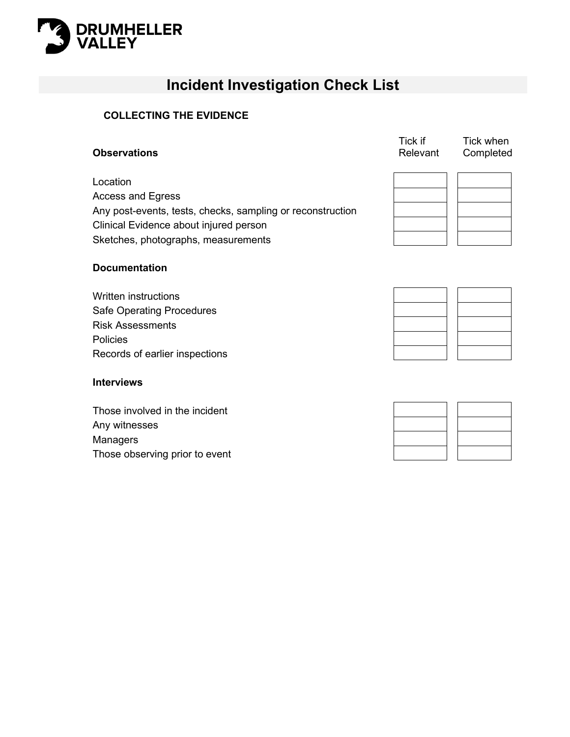DRUMHELLER VALLEY

# Incident Investigation Check List

## COLLECTING THE EVIDENCE

| **Observations** | Tick if Relevant | Tick when Completed |
|---|---|---|
| Location | | |
| Access and Egress | | |
| Any post-events, tests, checks, sampling or reconstruction | | |
| Clinical Evidence about injured person | | |
| Sketches, photographs, measurements | | |

| **Documentation** | Tick if Relevant | Tick when Completed |
|---|---|---|
| Written instructions | | |
| Safe Operating Procedures | | |
| Risk Assessments | | |
| Policies | | |
| Records of earlier inspections | | |

| **Interviews** | Tick if Relevant | Tick when Completed |
|---|---|---|
| Those involved in the incident | | |
| Any witnesses | | |
| Managers | | |
| Those observing prior to event | | |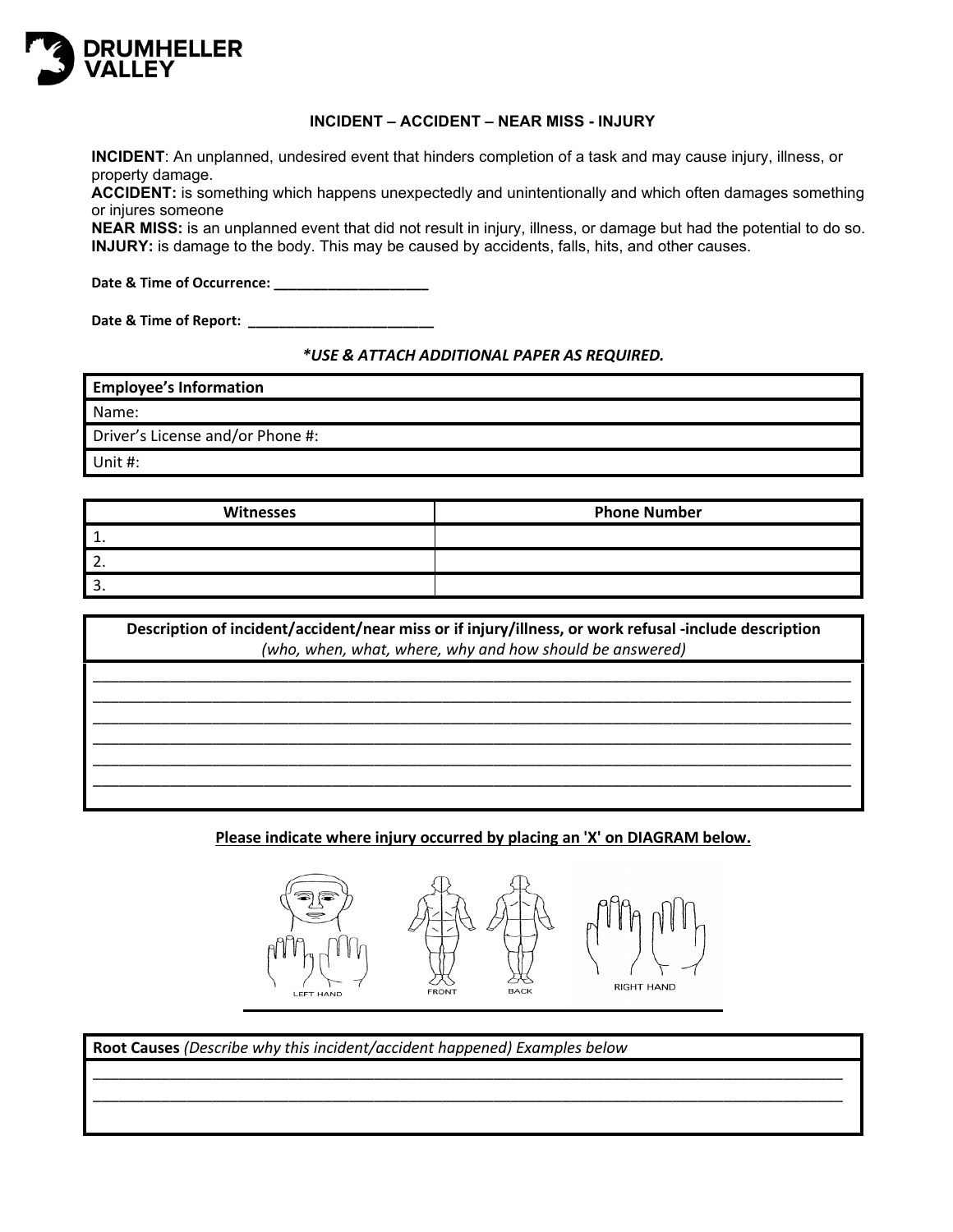**DRUMHELLER VALLEY**

## INCIDENT – ACCIDENT – NEAR MISS - INJURY

**INCIDENT**: An unplanned, undesired event that hinders completion of a task and may cause injury, illness, or property damage.
**ACCIDENT:** is something which happens unexpectedly and unintentionally and which often damages something or injures someone
**NEAR MISS:** is an unplanned event that did not result in injury, illness, or damage but had the potential to do so.
**INJURY:** is damage to the body. This may be caused by accidents, falls, hits, and other causes.

**Date & Time of Occurrence: ____________________**

**Date & Time of Report: _________________________**

***USE & ATTACH ADDITIONAL PAPER AS REQUIRED.***

| **Employee's Information** |
|---|
| Name: |
| Driver's License and/or Phone #: |
| Unit #: |

| Witnesses | Phone Number |
|---|---|
| 1. | |
| 2. | |
| 3. | |

**Description of incident/accident/near miss or if injury/illness, or work refusal -include description**
*(who, when, what, where, why and how should be answered)*

______________________________________________________________________________
______________________________________________________________________________
______________________________________________________________________________
______________________________________________________________________________
______________________________________________________________________________
______________________________________________________________________________

**Please indicate where injury occurred by placing an 'X' on DIAGRAM below.**

LEFT HAND FRONT BACK RIGHT HAND

**Root Causes** *(Describe why this incident/accident happened) Examples below*

______________________________________________________________________________
______________________________________________________________________________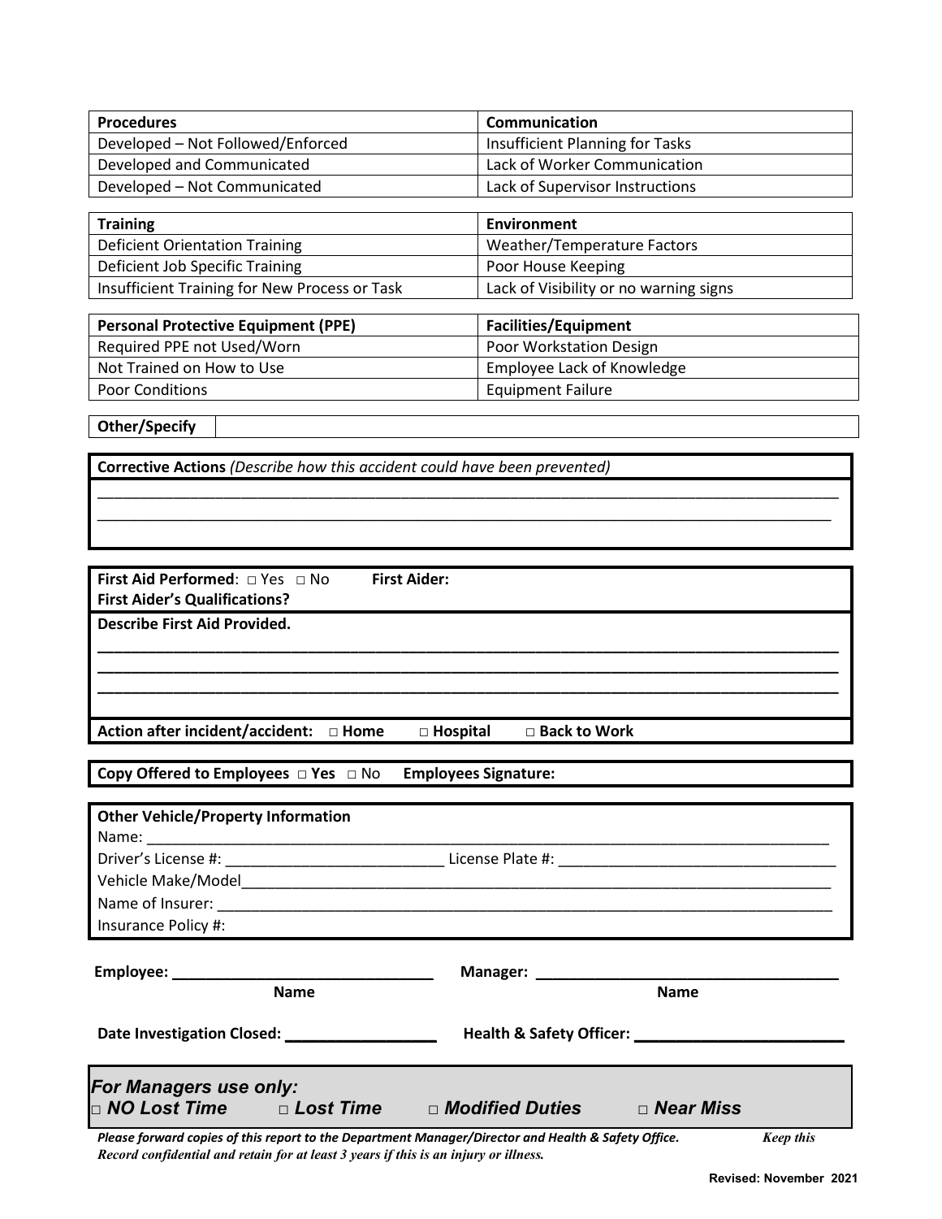| Procedures | Communication |
| --- | --- |
| Developed – Not Followed/Enforced | Insufficient Planning for Tasks |
| Developed and Communicated | Lack of Worker Communication |
| Developed – Not Communicated | Lack of Supervisor Instructions |

| Training | Environment |
| --- | --- |
| Deficient Orientation Training | Weather/Temperature Factors |
| Deficient Job Specific Training | Poor House Keeping |
| Insufficient Training for New Process or Task | Lack of Visibility or no warning signs |

| Personal Protective Equipment (PPE) | Facilities/Equipment |
| --- | --- |
| Required PPE not Used/Worn | Poor Workstation Design |
| Not Trained on How to Use | Employee Lack of Knowledge |
| Poor Conditions | Equipment Failure |

| Other/Specify | |
| --- | --- |

**Corrective Actions** *(Describe how this accident could have been prevented)*

______________________________________________________________________________

______________________________________________________________________________

**First Aid Performed**: □ Yes □ No **First Aider:**
**First Aider's Qualifications?**

**Describe First Aid Provided.**

______________________________________________________________________________

______________________________________________________________________________

______________________________________________________________________________

**Action after incident/accident: □ Home □ Hospital □ Back to Work**

**Copy Offered to Employees □ Yes** □ No **Employees Signature:**

**Other Vehicle/Property Information**

Name: ______________________________________________________________________

Driver's License #: __________________________ License Plate #: ________________________________

Vehicle Make/Model__________________________________________________________________

Name of Insurer: ____________________________________________________________________

Insurance Policy #:

**Employee: ______________________________** **Manager: ___________________________________**
**Name** **Name**

**Date Investigation Closed: _________________** **Health & Safety Officer: ________________________**

***For Managers use only:***
***□ NO Lost Time □ Lost Time □ Modified Duties □ Near Miss***

***Please forward copies of this report to the Department Manager/Director and Health & Safety Office. Keep this Record confidential and retain for at least 3 years if this is an injury or illness.***

**Revised: November 2021**